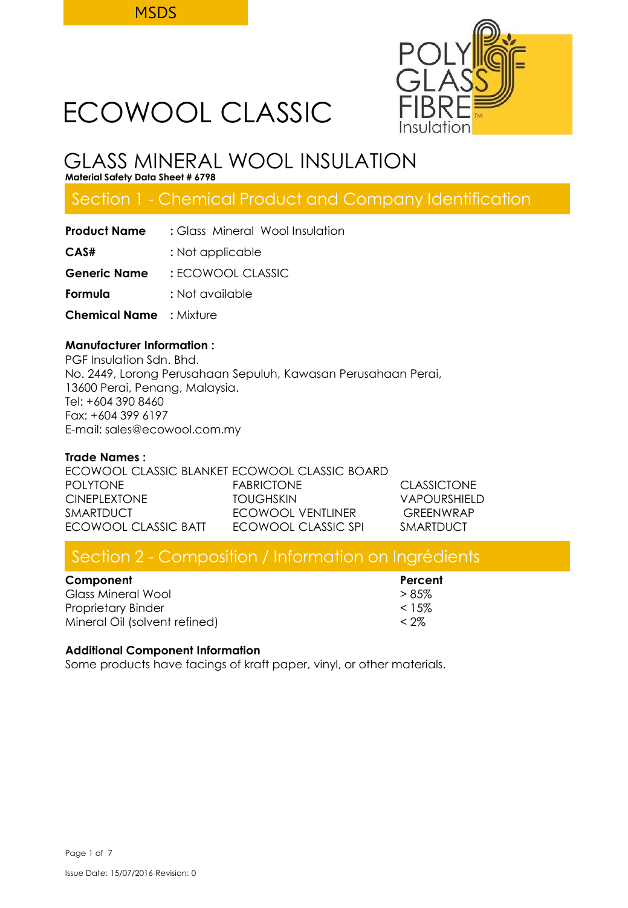MSDS

# ECOWOOL CLASSIC

## GLASS MINERAL WOOL INSULATION

**Material Safety Data Sheet # 6798**

## Section 1 - Chemical Product and Company Identification

**Product Name** : Glass Mineral Wool Insulation

**CAS#** : Not applicable

**Generic Name** : ECOWOOL CLASSIC

**Formula** : Not available

**Chemical Name** : Mixture

**Manufacturer Information :**
PGF Insulation Sdn. Bhd.
No. 2449, Lorong Perusahaan Sepuluh, Kawasan Perusahaan Perai,
13600 Perai, Penang, Malaysia.
Tel: +604 390 8460
Fax: +604 399 6197
E-mail: sales@ecowool.com.my

**Trade Names :**

| | | |
|---|---|---|
| ECOWOOL CLASSIC BLANKET | ECOWOOL CLASSIC BOARD | |
| POLYTONE | FABRICTONE | CLASSICTONE |
| CINEPLEXTONE | TOUGHSKIN | VAPOURSHIELD |
| SMARTDUCT | ECOWOOL VENTLINER | GREENWRAP |
| ECOWOOL CLASSIC BATT | ECOWOOL CLASSIC SPI | SMARTDUCT |

## Section 2 - Composition / Information on Ingrédients

| Component | Percent |
|---|---|
| Glass Mineral Wool | > 85% |
| Proprietary Binder | < 15% |
| Mineral Oil (solvent refined) | < 2% |

**Additional Component Information**
Some products have facings of kraft paper, vinyl, or other materials.

Issue Date: 15/07/2016 Revision: 0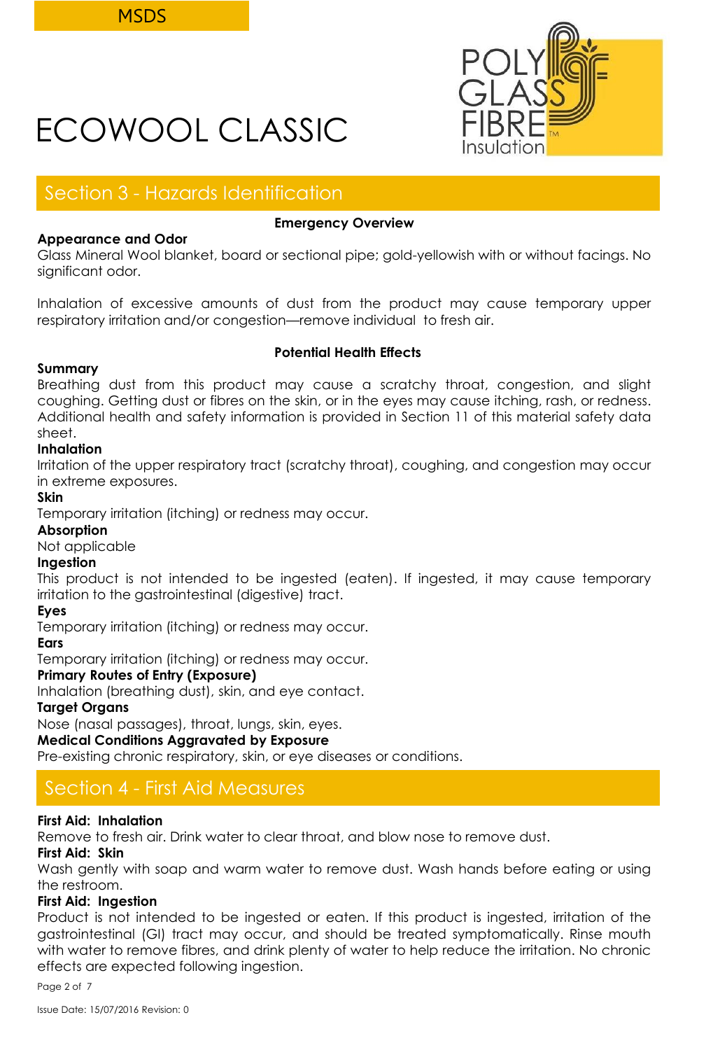# ECOWOOL CLASSIC

## Section 3 - Hazards Identification

**Emergency Overview**

**Appearance and Odor**

Glass Mineral Wool blanket, board or sectional pipe; gold-yellowish with or without facings. No significant odor.

Inhalation of excessive amounts of dust from the product may cause temporary upper respiratory irritation and/or congestion—remove individual to fresh air.

**Potential Health Effects**

**Summary**

Breathing dust from this product may cause a scratchy throat, congestion, and slight coughing. Getting dust or fibres on the skin, or in the eyes may cause itching, rash, or redness. Additional health and safety information is provided in Section 11 of this material safety data sheet.

**Inhalation**

Irritation of the upper respiratory tract (scratchy throat), coughing, and congestion may occur in extreme exposures.

**Skin**

Temporary irritation (itching) or redness may occur.

**Absorption**

Not applicable

**Ingestion**

This product is not intended to be ingested (eaten). If ingested, it may cause temporary irritation to the gastrointestinal (digestive) tract.

**Eyes**

Temporary irritation (itching) or redness may occur.

**Ears**

Temporary irritation (itching) or redness may occur.

**Primary Routes of Entry (Exposure)**

Inhalation (breathing dust), skin, and eye contact.

**Target Organs**

Nose (nasal passages), throat, lungs, skin, eyes.

**Medical Conditions Aggravated by Exposure**

Pre-existing chronic respiratory, skin, or eye diseases or conditions.

## Section 4 - First Aid Measures

**First Aid: Inhalation**

Remove to fresh air. Drink water to clear throat, and blow nose to remove dust.

**First Aid: Skin**

Wash gently with soap and warm water to remove dust. Wash hands before eating or using the restroom.

**First Aid: Ingestion**

Product is not intended to be ingested or eaten. If this product is ingested, irritation of the gastrointestinal (GI) tract may occur, and should be treated symptomatically. Rinse mouth with water to remove fibres, and drink plenty of water to help reduce the irritation. No chronic effects are expected following ingestion.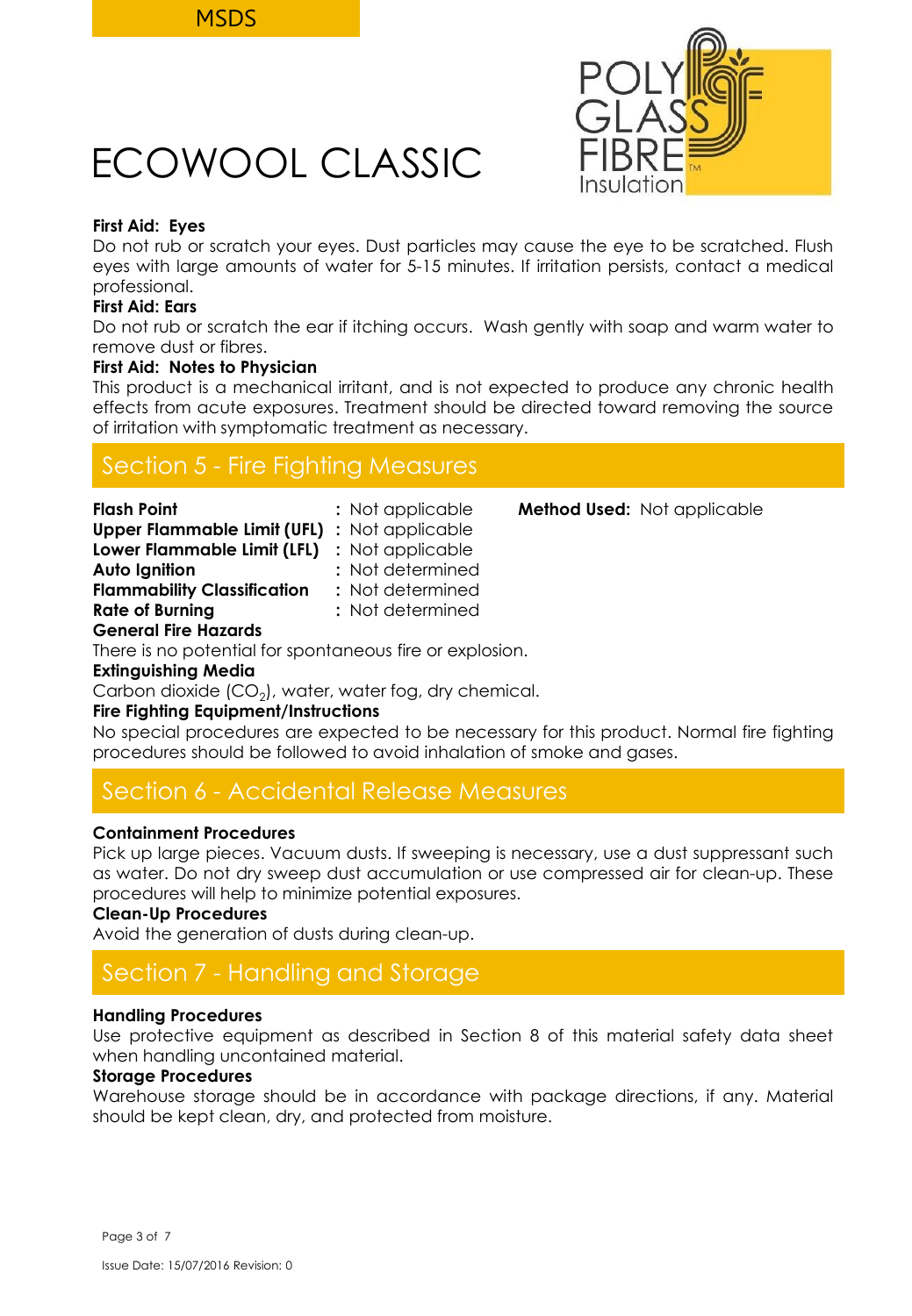# ECOWOOL CLASSIC

**First Aid: Eyes**

Do not rub or scratch your eyes. Dust particles may cause the eye to be scratched. Flush eyes with large amounts of water for 5-15 minutes. If irritation persists, contact a medical professional.

**First Aid: Ears**

Do not rub or scratch the ear if itching occurs. Wash gently with soap and warm water to remove dust or fibres.

**First Aid: Notes to Physician**

This product is a mechanical irritant, and is not expected to produce any chronic health effects from acute exposures. Treatment should be directed toward removing the source of irritation with symptomatic treatment as necessary.

## Section 5 - Fire Fighting Measures

**Flash Point** : Not applicable  **Method Used:** Not applicable
**Upper Flammable Limit (UFL)** : Not applicable
**Lower Flammable Limit (LFL)** : Not applicable
**Auto Ignition** : Not determined
**Flammability Classification** : Not determined
**Rate of Burning** : Not determined

**General Fire Hazards**

There is no potential for spontaneous fire or explosion.

**Extinguishing Media**

Carbon dioxide ($CO_2$), water, water fog, dry chemical.

**Fire Fighting Equipment/Instructions**

No special procedures are expected to be necessary for this product. Normal fire fighting procedures should be followed to avoid inhalation of smoke and gases.

## Section 6 - Accidental Release Measures

**Containment Procedures**

Pick up large pieces. Vacuum dusts. If sweeping is necessary, use a dust suppressant such as water. Do not dry sweep dust accumulation or use compressed air for clean-up. These procedures will help to minimize potential exposures.

**Clean-Up Procedures**

Avoid the generation of dusts during clean-up.

## Section 7 - Handling and Storage

**Handling Procedures**

Use protective equipment as described in Section 8 of this material safety data sheet when handling uncontained material.

**Storage Procedures**

Warehouse storage should be in accordance with package directions, if any. Material should be kept clean, dry, and protected from moisture.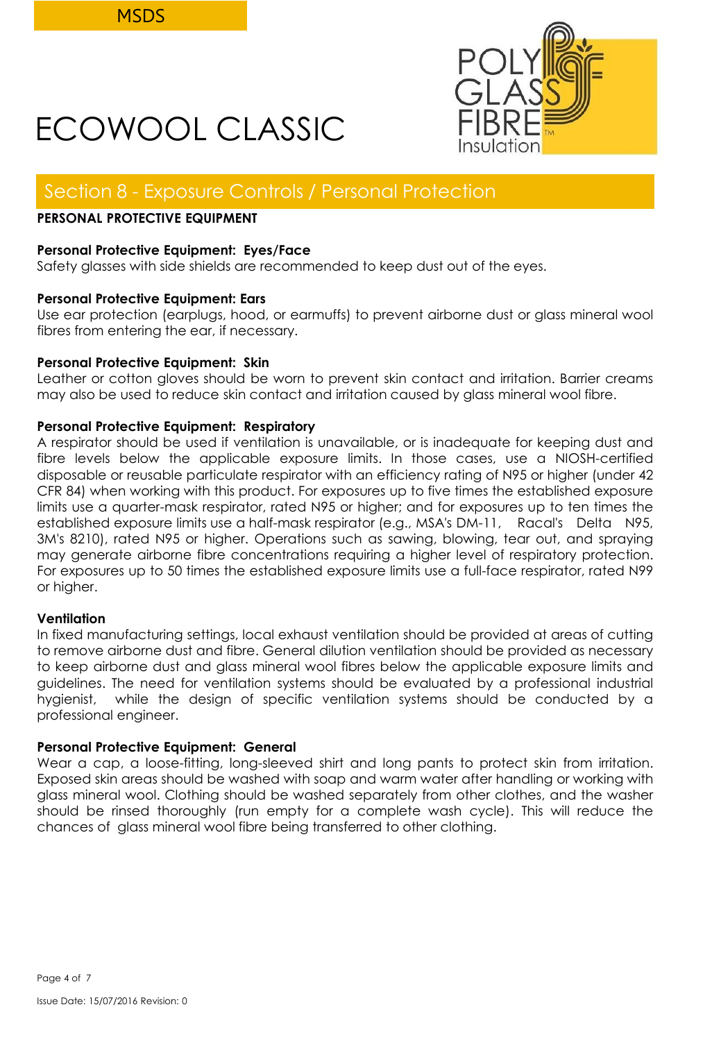# ECOWOOL CLASSIC

## Section 8 - Exposure Controls / Personal Protection

**PERSONAL PROTECTIVE EQUIPMENT**

**Personal Protective Equipment: Eyes/Face**
Safety glasses with side shields are recommended to keep dust out of the eyes.

**Personal Protective Equipment: Ears**
Use ear protection (earplugs, hood, or earmuffs) to prevent airborne dust or glass mineral wool fibres from entering the ear, if necessary.

**Personal Protective Equipment: Skin**
Leather or cotton gloves should be worn to prevent skin contact and irritation. Barrier creams may also be used to reduce skin contact and irritation caused by glass mineral wool fibre.

**Personal Protective Equipment: Respiratory**
A respirator should be used if ventilation is unavailable, or is inadequate for keeping dust and fibre levels below the applicable exposure limits. In those cases, use a NIOSH-certified disposable or reusable particulate respirator with an efficiency rating of N95 or higher (under 42 CFR 84) when working with this product. For exposures up to five times the established exposure limits use a quarter-mask respirator, rated N95 or higher; and for exposures up to ten times the established exposure limits use a half-mask respirator (e.g., MSA's DM-11, Racal's Delta N95, 3M's 8210), rated N95 or higher. Operations such as sawing, blowing, tear out, and spraying may generate airborne fibre concentrations requiring a higher level of respiratory protection. For exposures up to 50 times the established exposure limits use a full-face respirator, rated N99 or higher.

**Ventilation**
In fixed manufacturing settings, local exhaust ventilation should be provided at areas of cutting to remove airborne dust and fibre. General dilution ventilation should be provided as necessary to keep airborne dust and glass mineral wool fibres below the applicable exposure limits and guidelines. The need for ventilation systems should be evaluated by a professional industrial hygienist, while the design of specific ventilation systems should be conducted by a professional engineer.

**Personal Protective Equipment: General**
Wear a cap, a loose-fitting, long-sleeved shirt and long pants to protect skin from irritation. Exposed skin areas should be washed with soap and warm water after handling or working with glass mineral wool. Clothing should be washed separately from other clothes, and the washer should be rinsed thoroughly (run empty for a complete wash cycle). This will reduce the chances of glass mineral wool fibre being transferred to other clothing.

Issue Date: 15/07/2016 Revision: 0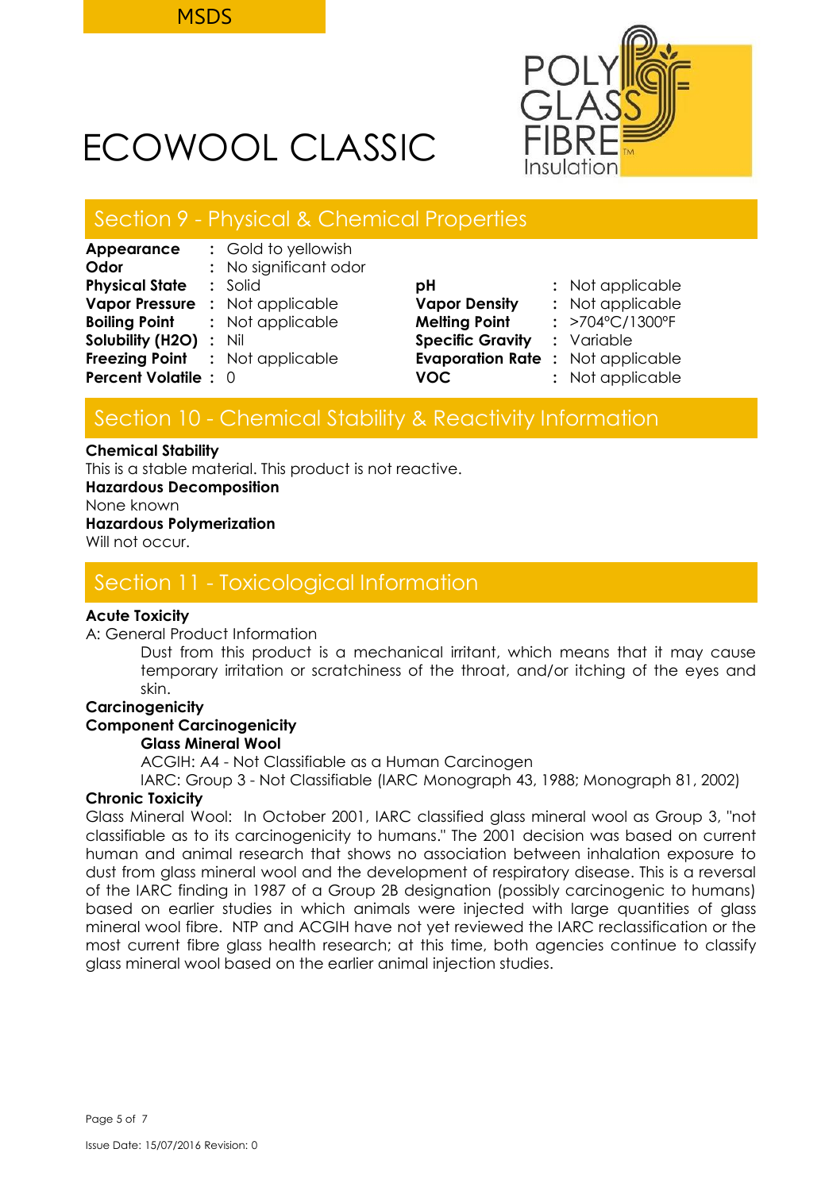MSDS

# ECOWOOL CLASSIC

POLY GLASS FIBRE Insulation

## Section 9 - Physical & Chemical Properties

| Property | Value | Property | Value |
|---|---|---|---|
| **Appearance** | Gold to yellowish | | |
| **Odor** | No significant odor | | |
| **Physical State** | Solid | **pH** | Not applicable |
| **Vapor Pressure** | Not applicable | **Vapor Density** | Not applicable |
| **Boiling Point** | Not applicable | **Melting Point** | >704°C/1300°F |
| **Solubility ($H_2O$)** | Nil | **Specific Gravity** | Variable |
| **Freezing Point** | Not applicable | **Evaporation Rate** | Not applicable |
| **Percent Volatile** | 0 | **VOC** | Not applicable |

## Section 10 - Chemical Stability & Reactivity Information

**Chemical Stability**
This is a stable material. This product is not reactive.
**Hazardous Decomposition**
None known
**Hazardous Polymerization**
Will not occur.

## Section 11 - Toxicological Information

**Acute Toxicity**
A: General Product Information

Dust from this product is a mechanical irritant, which means that it may cause temporary irritation or scratchiness of the throat, and/or itching of the eyes and skin.

**Carcinogenicity**
**Component Carcinogenicity**

**Glass Mineral Wool**
ACGIH: A4 - Not Classifiable as a Human Carcinogen
IARC: Group 3 - Not Classifiable (IARC Monograph 43, 1988; Monograph 81, 2002)

**Chronic Toxicity**
Glass Mineral Wool: In October 2001, IARC classified glass mineral wool as Group 3, "not classifiable as to its carcinogenicity to humans." The 2001 decision was based on current human and animal research that shows no association between inhalation exposure to dust from glass mineral wool and the development of respiratory disease. This is a reversal of the IARC finding in 1987 of a Group 2B designation (possibly carcinogenic to humans) based on earlier studies in which animals were injected with large quantities of glass mineral wool fibre. NTP and ACGIH have not yet reviewed the IARC reclassification or the most current fibre glass health research; at this time, both agencies continue to classify glass mineral wool based on the earlier animal injection studies.

Issue Date: 15/07/2016 Revision: 0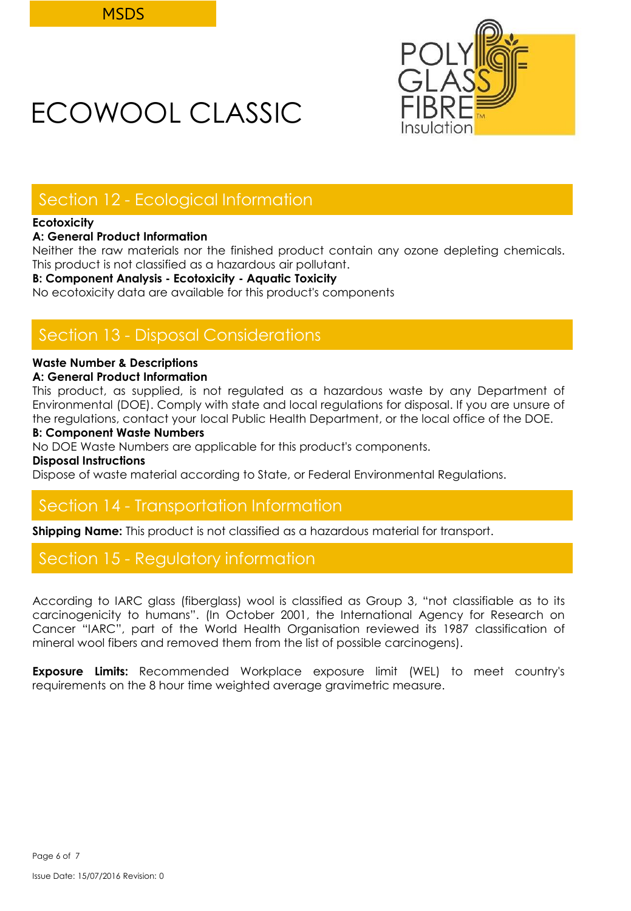# ECOWOOL CLASSIC

## Section 12 - Ecological Information

**Ecotoxicity**

**A: General Product Information**

Neither the raw materials nor the finished product contain any ozone depleting chemicals. This product is not classified as a hazardous air pollutant.

**B: Component Analysis - Ecotoxicity - Aquatic Toxicity**

No ecotoxicity data are available for this product's components

## Section 13 - Disposal Considerations

**Waste Number & Descriptions**

**A: General Product Information**

This product, as supplied, is not regulated as a hazardous waste by any Department of Environmental (DOE). Comply with state and local regulations for disposal. If you are unsure of the regulations, contact your local Public Health Department, or the local office of the DOE.

**B: Component Waste Numbers**

No DOE Waste Numbers are applicable for this product's components.

**Disposal Instructions**

Dispose of waste material according to State, or Federal Environmental Regulations.

## Section 14 - Transportation Information

**Shipping Name:** This product is not classified as a hazardous material for transport.

## Section 15 - Regulatory information

According to IARC glass (fiberglass) wool is classified as Group 3, "not classifiable as to its carcinogenicity to humans". (In October 2001, the International Agency for Research on Cancer "IARC", part of the World Health Organisation reviewed its 1987 classification of mineral wool fibers and removed them from the list of possible carcinogens).

**Exposure Limits:** Recommended Workplace exposure limit (WEL) to meet country's requirements on the 8 hour time weighted average gravimetric measure.

Issue Date: 15/07/2016 Revision: 0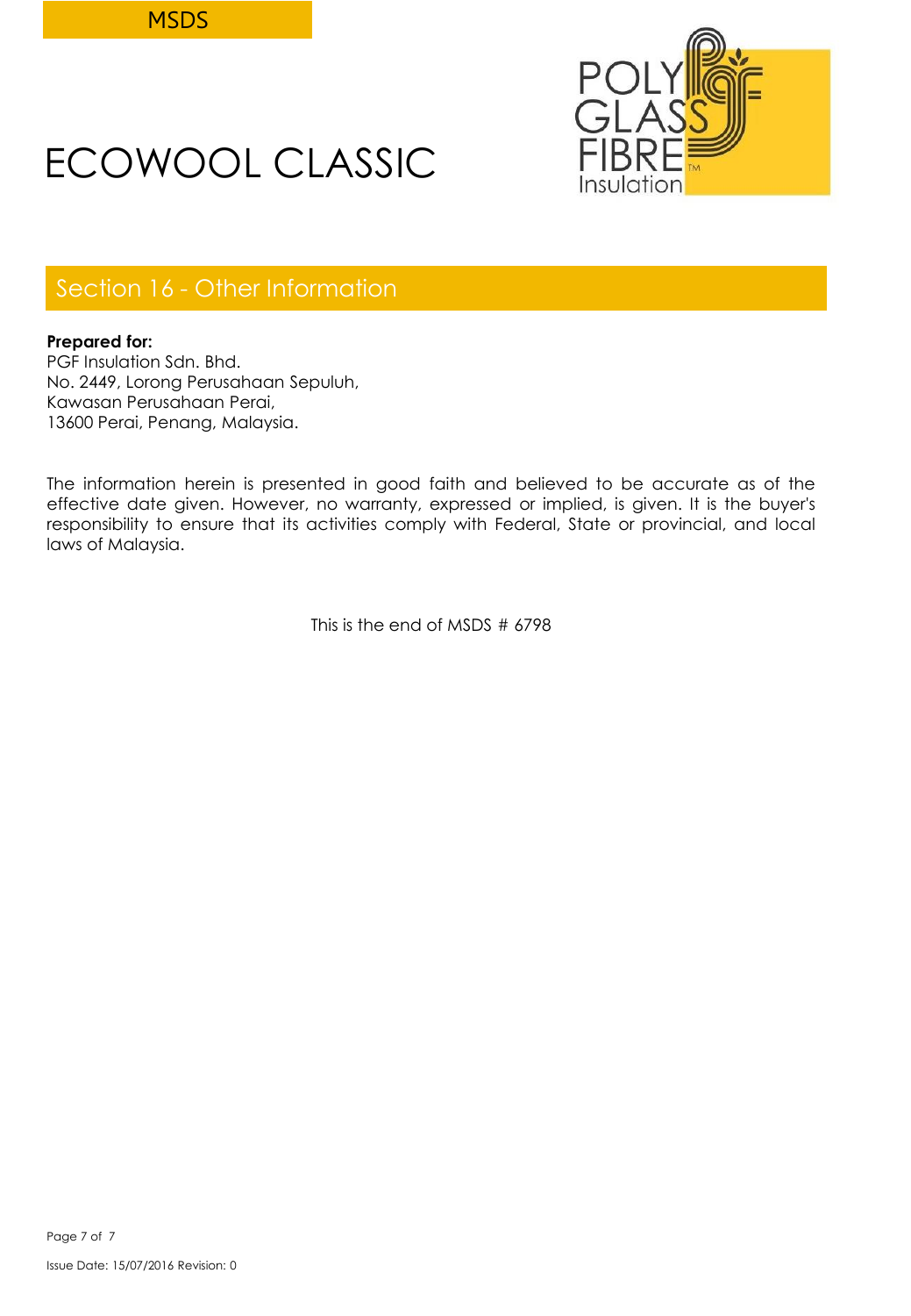## Section 16 - Other Information

**Prepared for:**
PGF Insulation Sdn. Bhd.
No. 2449, Lorong Perusahaan Sepuluh,
Kawasan Perusahaan Perai,
13600 Perai, Penang, Malaysia.

The information herein is presented in good faith and believed to be accurate as of the effective date given. However, no warranty, expressed or implied, is given. It is the buyer's responsibility to ensure that its activities comply with Federal, State or provincial, and local laws of Malaysia.

This is the end of MSDS # 6798

Issue Date: 15/07/2016 Revision: 0